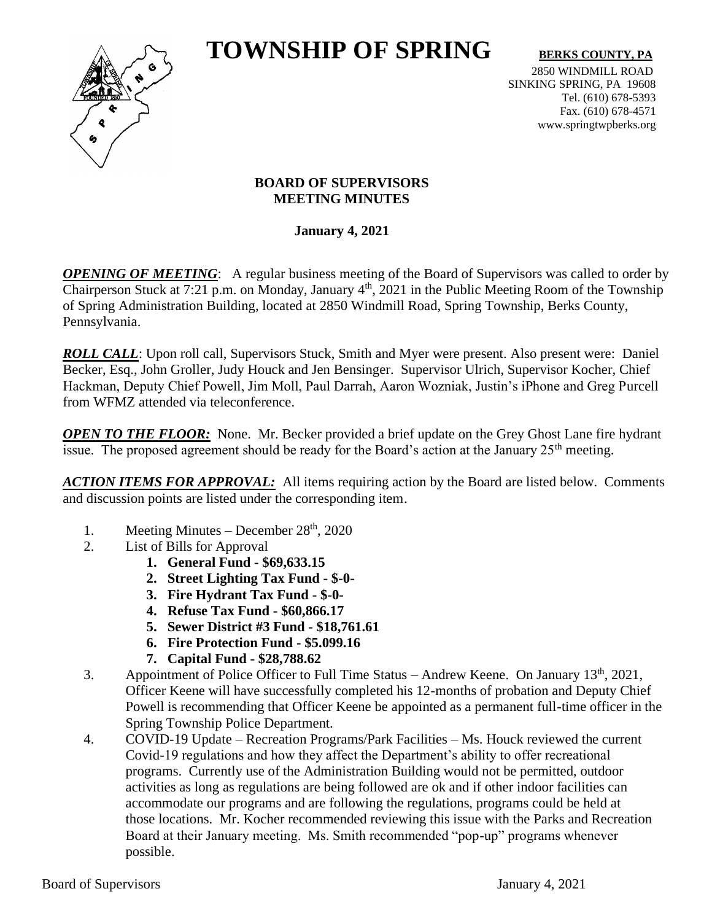# TOWNSHIP OF SPRING

**BERKS COUNTY, PA**

2850 WINDMILL ROAD
SINKING SPRING, PA 19608
Tel. (610) 678-5393
Fax. (610) 678-4571
www.springtwpberks.org

## BOARD OF SUPERVISORS
## MEETING MINUTES

**January 4, 2021**

***OPENING OF MEETING***: A regular business meeting of the Board of Supervisors was called to order by Chairperson Stuck at 7:21 p.m. on Monday, January 4th, 2021 in the Public Meeting Room of the Township of Spring Administration Building, located at 2850 Windmill Road, Spring Township, Berks County, Pennsylvania.

***ROLL CALL***: Upon roll call, Supervisors Stuck, Smith and Myer were present. Also present were: Daniel Becker, Esq., John Groller, Judy Houck and Jen Bensinger. Supervisor Ulrich, Supervisor Kocher, Chief Hackman, Deputy Chief Powell, Jim Moll, Paul Darrah, Aaron Wozniak, Justin's iPhone and Greg Purcell from WFMZ attended via teleconference.

***OPEN TO THE FLOOR:*** None. Mr. Becker provided a brief update on the Grey Ghost Lane fire hydrant issue. The proposed agreement should be ready for the Board's action at the January 25th meeting.

***ACTION ITEMS FOR APPROVAL:*** All items requiring action by the Board are listed below. Comments and discussion points are listed under the corresponding item.

1. Meeting Minutes – December 28th, 2020
2. List of Bills for Approval
   1. **General Fund - $69,633.15**
   2. **Street Lighting Tax Fund - $-0-**
   3. **Fire Hydrant Tax Fund - $-0-**
   4. **Refuse Tax Fund - $60,866.17**
   5. **Sewer District #3 Fund - $18,761.61**
   6. **Fire Protection Fund - $5.099.16**
   7. **Capital Fund - $28,788.62**
3. Appointment of Police Officer to Full Time Status – Andrew Keene. On January 13th, 2021, Officer Keene will have successfully completed his 12-months of probation and Deputy Chief Powell is recommending that Officer Keene be appointed as a permanent full-time officer in the Spring Township Police Department.
4. COVID-19 Update – Recreation Programs/Park Facilities – Ms. Houck reviewed the current Covid-19 regulations and how they affect the Department's ability to offer recreational programs. Currently use of the Administration Building would not be permitted, outdoor activities as long as regulations are being followed are ok and if other indoor facilities can accommodate our programs and are following the regulations, programs could be held at those locations. Mr. Kocher recommended reviewing this issue with the Parks and Recreation Board at their January meeting. Ms. Smith recommended "pop-up" programs whenever possible.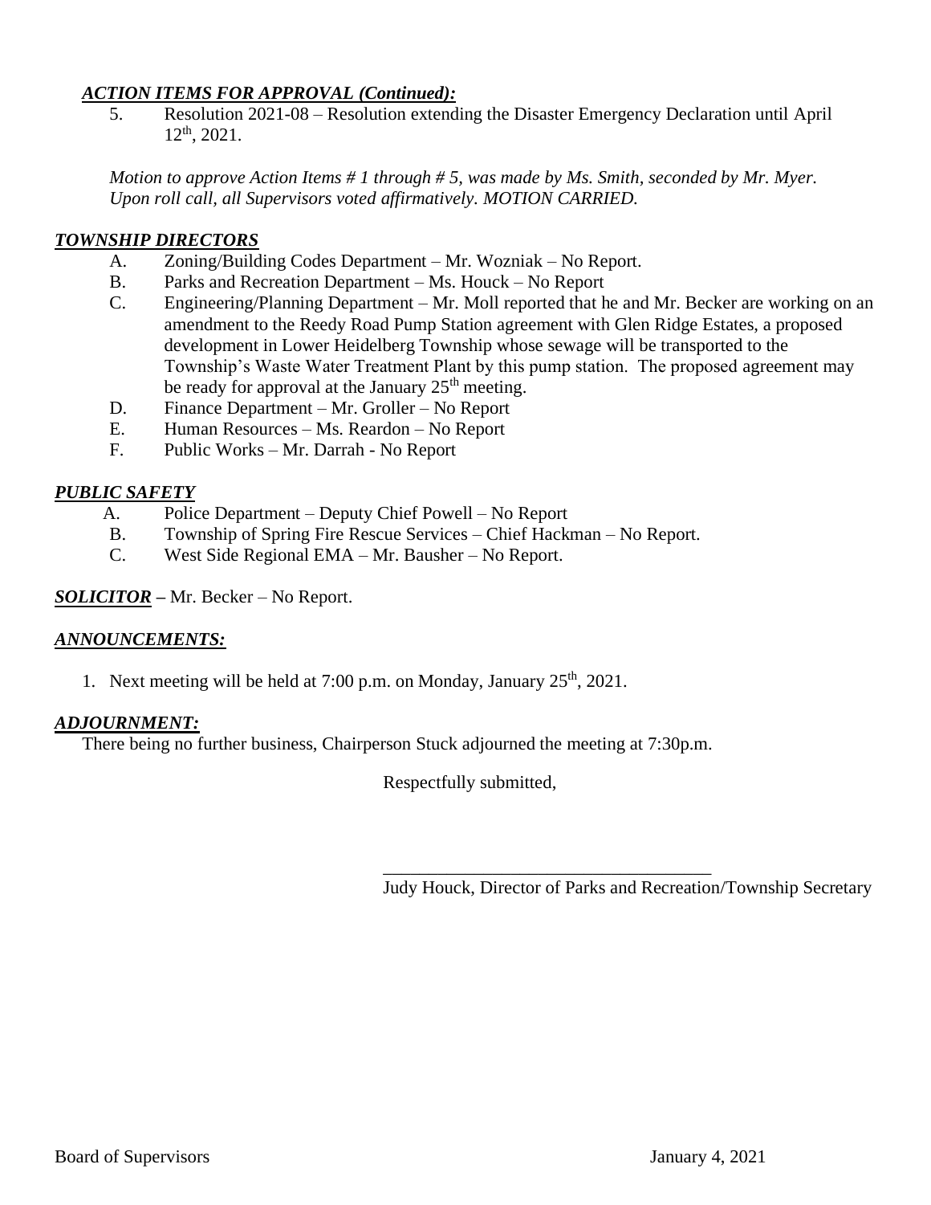***ACTION ITEMS FOR APPROVAL (Continued):***

5. Resolution 2021-08 – Resolution extending the Disaster Emergency Declaration until April 12th, 2021.

*Motion to approve Action Items # 1 through # 5, was made by Ms. Smith, seconded by Mr. Myer. Upon roll call, all Supervisors voted affirmatively. MOTION CARRIED.*

***TOWNSHIP DIRECTORS***

A. Zoning/Building Codes Department – Mr. Wozniak – No Report.

B. Parks and Recreation Department – Ms. Houck – No Report

C. Engineering/Planning Department – Mr. Moll reported that he and Mr. Becker are working on an amendment to the Reedy Road Pump Station agreement with Glen Ridge Estates, a proposed development in Lower Heidelberg Township whose sewage will be transported to the Township's Waste Water Treatment Plant by this pump station. The proposed agreement may be ready for approval at the January 25th meeting.

D. Finance Department – Mr. Groller – No Report

E. Human Resources – Ms. Reardon – No Report

F. Public Works – Mr. Darrah - No Report

***PUBLIC SAFETY***

A. Police Department – Deputy Chief Powell – No Report

B. Township of Spring Fire Rescue Services – Chief Hackman – No Report.

C. West Side Regional EMA – Mr. Bausher – No Report.

***SOLICITOR*** **–** Mr. Becker – No Report.

***ANNOUNCEMENTS:***

1. Next meeting will be held at 7:00 p.m. on Monday, January 25th, 2021.

***ADJOURNMENT:***

There being no further business, Chairperson Stuck adjourned the meeting at 7:30p.m.

Respectfully submitted,

\_\_\_\_\_\_\_\_\_\_\_\_\_\_\_\_\_\_\_\_\_\_\_\_\_\_\_\_\_\_\_\_\_\_\_\_

Judy Houck, Director of Parks and Recreation/Township Secretary

Board of Supervisors January 4, 2021